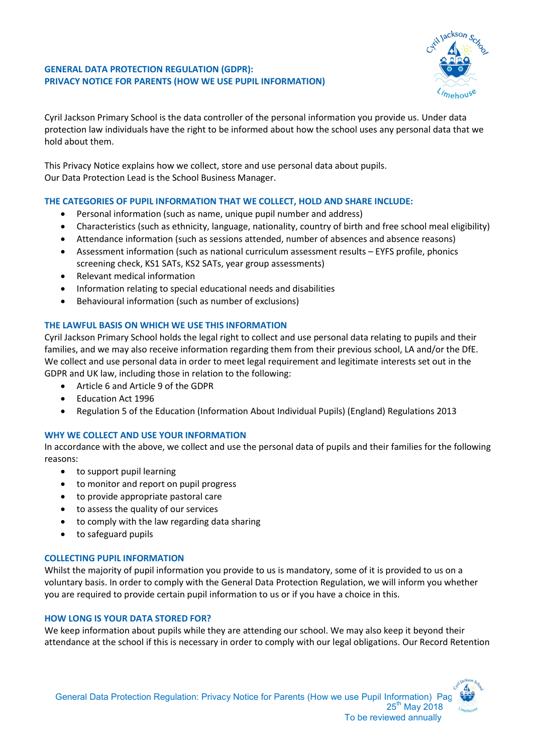## GENERAL DATA PROTECTION REGULATION (GDPR): PRIVACY NOTICE FOR PARENTS (HOW WE USE PUPIL INFORMATION)

Cyril Jackson Primary School is the data controller of the personal information you provide us. Under data protection law individuals have the right to be informed about how the school uses any personal data that we hold about them.

This Privacy Notice explains how we collect, store and use personal data about pupils.
Our Data Protection Lead is the School Business Manager.

### THE CATEGORIES OF PUPIL INFORMATION THAT WE COLLECT, HOLD AND SHARE INCLUDE:

- Personal information (such as name, unique pupil number and address)
- Characteristics (such as ethnicity, language, nationality, country of birth and free school meal eligibility)
- Attendance information (such as sessions attended, number of absences and absence reasons)
- Assessment information (such as national curriculum assessment results – EYFS profile, phonics screening check, KS1 SATs, KS2 SATs, year group assessments)
- Relevant medical information
- Information relating to special educational needs and disabilities
- Behavioural information (such as number of exclusions)

### THE LAWFUL BASIS ON WHICH WE USE THIS INFORMATION

Cyril Jackson Primary School holds the legal right to collect and use personal data relating to pupils and their families, and we may also receive information regarding them from their previous school, LA and/or the DfE. We collect and use personal data in order to meet legal requirement and legitimate interests set out in the GDPR and UK law, including those in relation to the following:

- Article 6 and Article 9 of the GDPR
- Education Act 1996
- Regulation 5 of the Education (Information About Individual Pupils) (England) Regulations 2013

### WHY WE COLLECT AND USE YOUR INFORMATION

In accordance with the above, we collect and use the personal data of pupils and their families for the following reasons:

- to support pupil learning
- to monitor and report on pupil progress
- to provide appropriate pastoral care
- to assess the quality of our services
- to comply with the law regarding data sharing
- to safeguard pupils

### COLLECTING PUPIL INFORMATION

Whilst the majority of pupil information you provide to us is mandatory, some of it is provided to us on a voluntary basis. In order to comply with the General Data Protection Regulation, we will inform you whether you are required to provide certain pupil information to us or if you have a choice in this.

### HOW LONG IS YOUR DATA STORED FOR?

We keep information about pupils while they are attending our school. We may also keep it beyond their attendance at the school if this is necessary in order to comply with our legal obligations. Our Record Retention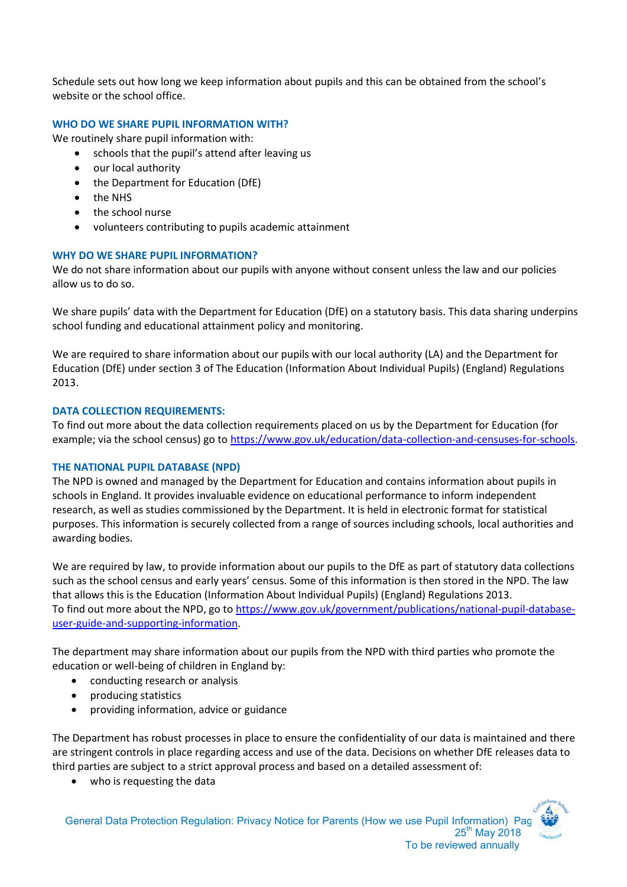Schedule sets out how long we keep information about pupils and this can be obtained from the school's website or the school office.

### WHO DO WE SHARE PUPIL INFORMATION WITH?

We routinely share pupil information with:

- schools that the pupil's attend after leaving us
- our local authority
- the Department for Education (DfE)
- the NHS
- the school nurse
- volunteers contributing to pupils academic attainment

### WHY DO WE SHARE PUPIL INFORMATION?

We do not share information about our pupils with anyone without consent unless the law and our policies allow us to do so.

We share pupils' data with the Department for Education (DfE) on a statutory basis. This data sharing underpins school funding and educational attainment policy and monitoring.

We are required to share information about our pupils with our local authority (LA) and the Department for Education (DfE) under section 3 of The Education (Information About Individual Pupils) (England) Regulations 2013.

### DATA COLLECTION REQUIREMENTS:

To find out more about the data collection requirements placed on us by the Department for Education (for example; via the school census) go to https://www.gov.uk/education/data-collection-and-censuses-for-schools.

### THE NATIONAL PUPIL DATABASE (NPD)

The NPD is owned and managed by the Department for Education and contains information about pupils in schools in England. It provides invaluable evidence on educational performance to inform independent research, as well as studies commissioned by the Department. It is held in electronic format for statistical purposes. This information is securely collected from a range of sources including schools, local authorities and awarding bodies.

We are required by law, to provide information about our pupils to the DfE as part of statutory data collections such as the school census and early years' census. Some of this information is then stored in the NPD. The law that allows this is the Education (Information About Individual Pupils) (England) Regulations 2013.
To find out more about the NPD, go to https://www.gov.uk/government/publications/national-pupil-database-user-guide-and-supporting-information.

The department may share information about our pupils from the NPD with third parties who promote the education or well-being of children in England by:

- conducting research or analysis
- producing statistics
- providing information, advice or guidance

The Department has robust processes in place to ensure the confidentiality of our data is maintained and there are stringent controls in place regarding access and use of the data. Decisions on whether DfE releases data to third parties are subject to a strict approval process and based on a detailed assessment of:

- who is requesting the data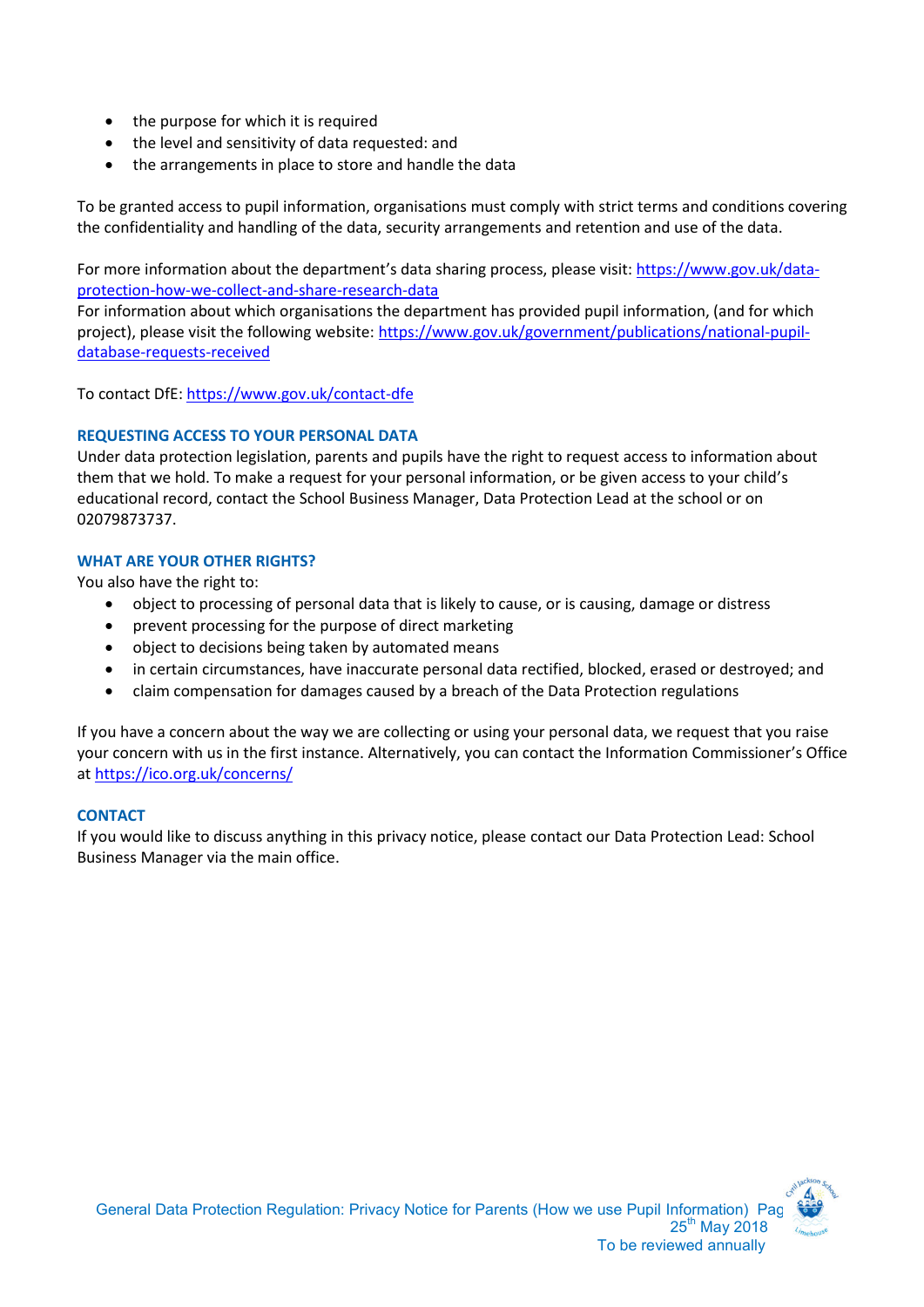- the purpose for which it is required
- the level and sensitivity of data requested: and
- the arrangements in place to store and handle the data

To be granted access to pupil information, organisations must comply with strict terms and conditions covering the confidentiality and handling of the data, security arrangements and retention and use of the data.

For more information about the department's data sharing process, please visit: https://www.gov.uk/data-protection-how-we-collect-and-share-research-data
For information about which organisations the department has provided pupil information, (and for which project), please visit the following website: https://www.gov.uk/government/publications/national-pupil-database-requests-received

To contact DfE: https://www.gov.uk/contact-dfe

### REQUESTING ACCESS TO YOUR PERSONAL DATA

Under data protection legislation, parents and pupils have the right to request access to information about them that we hold. To make a request for your personal information, or be given access to your child's educational record, contact the School Business Manager, Data Protection Lead at the school or on 02079873737.

### WHAT ARE YOUR OTHER RIGHTS?

You also have the right to:

- object to processing of personal data that is likely to cause, or is causing, damage or distress
- prevent processing for the purpose of direct marketing
- object to decisions being taken by automated means
- in certain circumstances, have inaccurate personal data rectified, blocked, erased or destroyed; and
- claim compensation for damages caused by a breach of the Data Protection regulations

If you have a concern about the way we are collecting or using your personal data, we request that you raise your concern with us in the first instance. Alternatively, you can contact the Information Commissioner's Office at https://ico.org.uk/concerns/

### CONTACT

If you would like to discuss anything in this privacy notice, please contact our Data Protection Lead: School Business Manager via the main office.